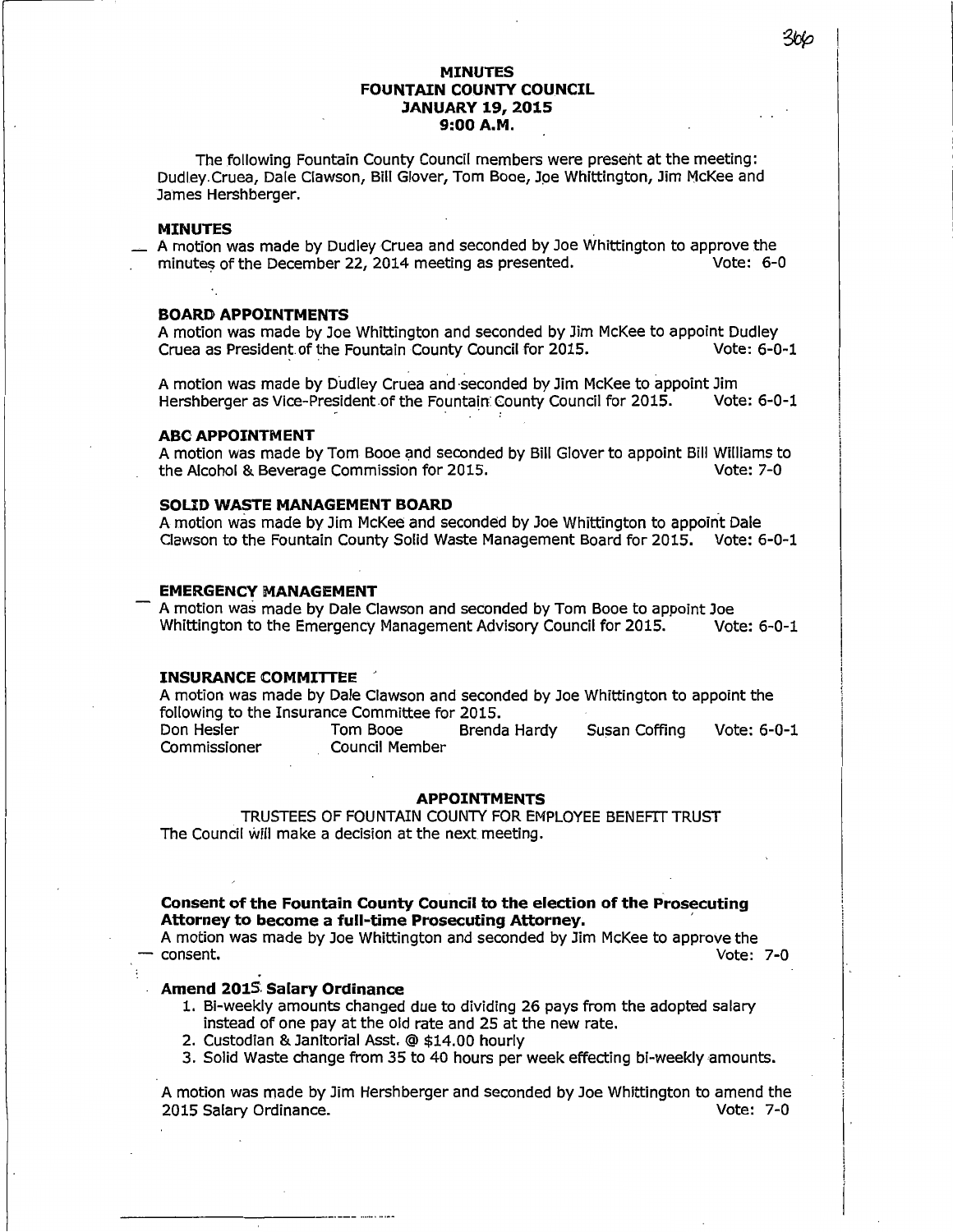# MINUTES
# FOUNTAIN COUNTY COUNCIL
# JANUARY 19, 2015
# 9:00 A.M.

The following Fountain County Council members were present at the meeting: Dudley Cruea, Dale Clawson, Bill Glover, Tom Booe, Joe Whittington, Jim McKee and James Hershberger.

### MINUTES

A motion was made by Dudley Cruea and seconded by Joe Whittington to approve the minutes of the December 22, 2014 meeting as presented. Vote: 6-0

### BOARD APPOINTMENTS

A motion was made by Joe Whittington and seconded by Jim McKee to appoint Dudley Cruea as President of the Fountain County Council for 2015. Vote: 6-0-1

A motion was made by Dudley Cruea and seconded by Jim McKee to appoint Jim Hershberger as Vice-President of the Fountain County Council for 2015. Vote: 6-0-1

### ABC APPOINTMENT

A motion was made by Tom Booe and seconded by Bill Glover to appoint Bill Williams to the Alcohol & Beverage Commission for 2015. Vote: 7-0

### SOLID WASTE MANAGEMENT BOARD

A motion was made by Jim McKee and seconded by Joe Whittington to appoint Dale Clawson to the Fountain County Solid Waste Management Board for 2015. Vote: 6-0-1

### EMERGENCY MANAGEMENT

A motion was made by Dale Clawson and seconded by Tom Booe to appoint Joe Whittington to the Emergency Management Advisory Council for 2015. Vote: 6-0-1

### INSURANCE COMMITTEE

A motion was made by Dale Clawson and seconded by Joe Whittington to appoint the following to the Insurance Committee for 2015.

| Don Hesler | Tom Booe | Brenda Hardy | Susan Coffing | Vote: 6-0-1 |
|---|---|---|---|---|
| Commissioner | Council Member | | | |

### APPOINTMENTS

TRUSTEES OF FOUNTAIN COUNTY FOR EMPLOYEE BENEFIT TRUST

The Council will make a decision at the next meeting.

### Consent of the Fountain County Council to the election of the Prosecuting Attorney to become a full-time Prosecuting Attorney.

A motion was made by Joe Whittington and seconded by Jim McKee to approve the consent. Vote: 7-0

### Amend 2015 Salary Ordinance

1. Bi-weekly amounts changed due to dividing 26 pays from the adopted salary instead of one pay at the old rate and 25 at the new rate.
2. Custodian & Janitorial Asst. @ $14.00 hourly
3. Solid Waste change from 35 to 40 hours per week effecting bi-weekly amounts.

A motion was made by Jim Hershberger and seconded by Joe Whittington to amend the 2015 Salary Ordinance. Vote: 7-0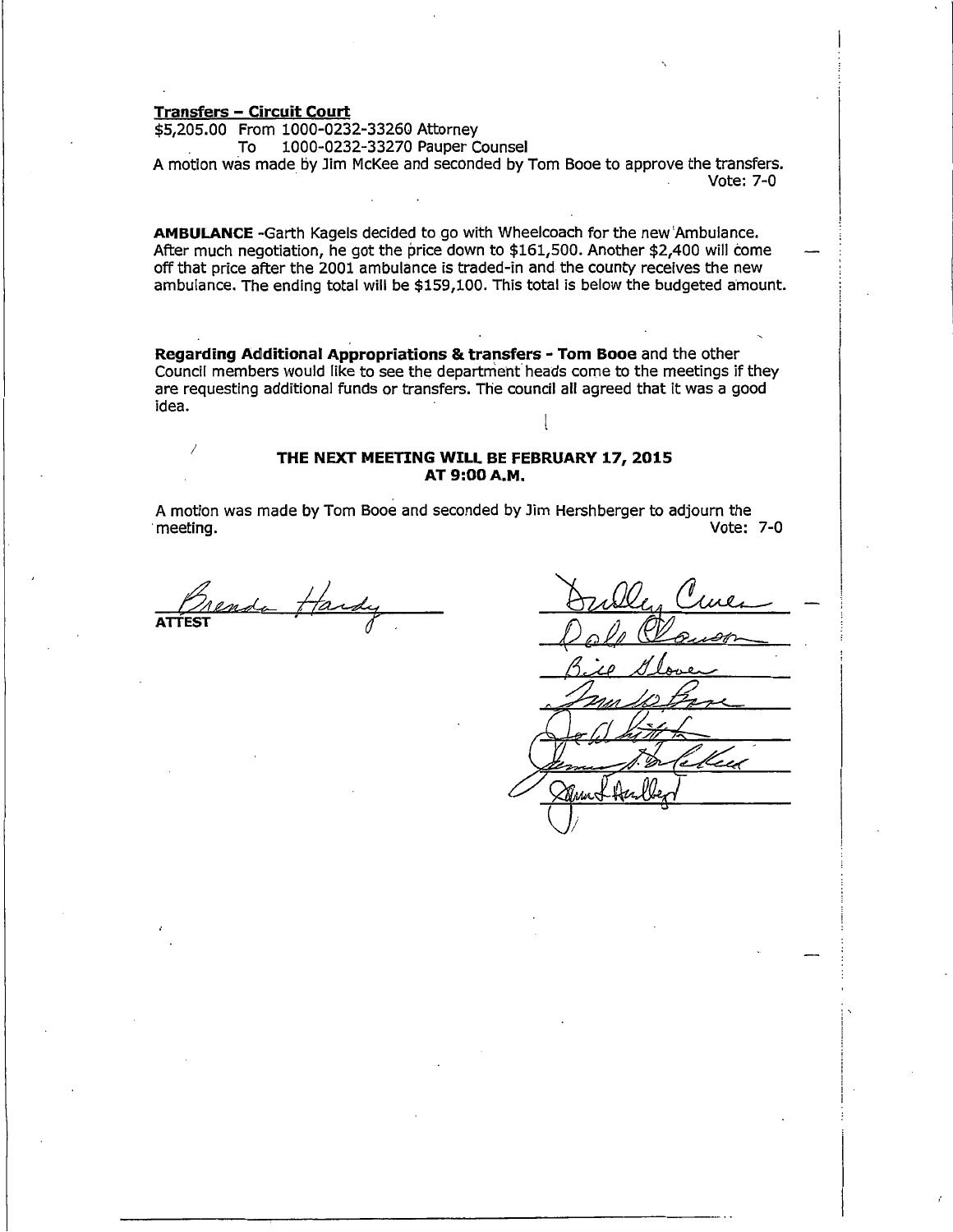**Transfers – Circuit Court**

$5,205.00 From 1000-0232-33260 Attorney
To 1000-0232-33270 Pauper Counsel

A motion was made by Jim McKee and seconded by Tom Booe to approve the transfers.
Vote: 7-0

**AMBULANCE** -Garth Kagels decided to go with Wheelcoach for the new Ambulance. After much negotiation, he got the price down to $161,500. Another $2,400 will come off that price after the 2001 ambulance is traded-in and the county receives the new ambulance. The ending total will be $159,100. This total is below the budgeted amount.

**Regarding Additional Appropriations & transfers - Tom Booe** and the other Council members would like to see the department heads come to the meetings if they are requesting additional funds or transfers. The council all agreed that it was a good idea.

**THE NEXT MEETING WILL BE FEBRUARY 17, 2015**
**AT 9:00 A.M.**

A motion was made by Tom Booe and seconded by Jim Hershberger to adjourn the meeting. Vote: 7-0

Brenda Hardy
**ATTEST**

Dudley Cruea
Dale Clawson
Bill Glover
Tom Booe
Jeff Smith
James McKee
James Hershberger